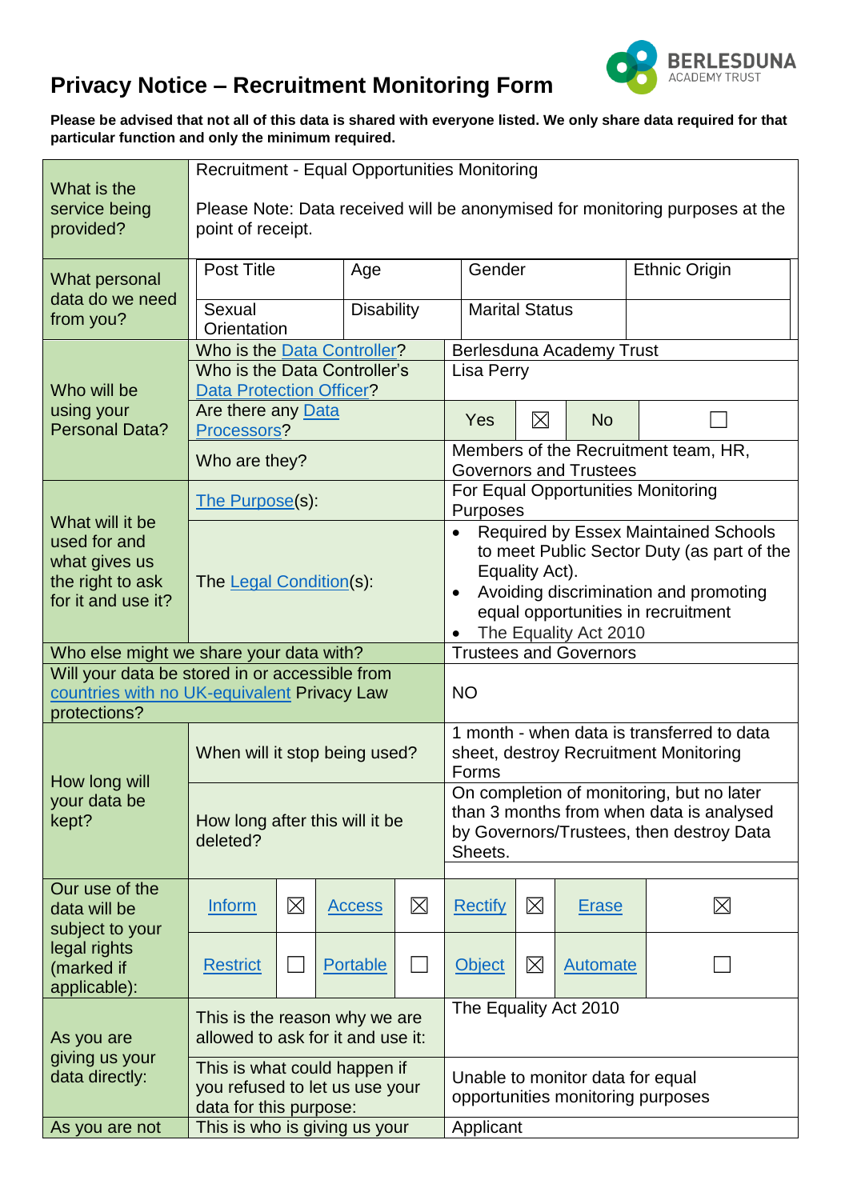# Privacy Notice – Recruitment Monitoring Form

BERLESDUNA ACADEMY TRUST

**Please be advised that not all of this data is shared with everyone listed. We only share data required for that particular function and only the minimum required.**

| | | |
|---|---|---|
| What is the service being provided? | Recruitment - Equal Opportunities Monitoring<br><br>Please Note: Data received will be anonymised for monitoring purposes at the point of receipt. | |
| What personal data do we need from you? | Post Title, Age, Gender, Ethnic Origin, Sexual Orientation, Disability, Marital Status | |
| Who will be using your Personal Data? | Who is the Data Controller? | Berlesduna Academy Trust |
| | Who is the Data Controller's Data Protection Officer? | Lisa Perry |
| | Are there any Data Processors? | Yes ☒ No ☐ |
| | Who are they? | Members of the Recruitment team, HR, Governors and Trustees |
| What will it be used for and what gives us the right to ask for it and use it? | The Purpose(s): | For Equal Opportunities Monitoring Purposes |
| | The Legal Condition(s): | • Required by Essex Maintained Schools to meet Public Sector Duty (as part of the Equality Act).<br>• Avoiding discrimination and promoting equal opportunities in recruitment<br>• The Equality Act 2010 |
| Who else might we share your data with? | | Trustees and Governors |
| Will your data be stored in or accessible from countries with no UK-equivalent Privacy Law protections? | | NO |
| How long will your data be kept? | When will it stop being used? | 1 month - when data is transferred to data sheet, destroy Recruitment Monitoring Forms |
| | How long after this will it be deleted? | On completion of monitoring, but no later than 3 months from when data is analysed by Governors/Trustees, then destroy Data Sheets. |
| Our use of the data will be subject to your legal rights (marked if applicable): | Inform ☒ Access ☒ Rectify ☒ Erase ☒<br>Restrict ☐ Portable ☐ Object ☒ Automate ☐ | |
| As you are giving us your data directly: | This is the reason why we are allowed to ask for it and use it: | The Equality Act 2010 |
| | This is what could happen if you refused to let us use your data for this purpose: | Unable to monitor data for equal opportunities monitoring purposes |
| As you are not | This is who is giving us your | Applicant |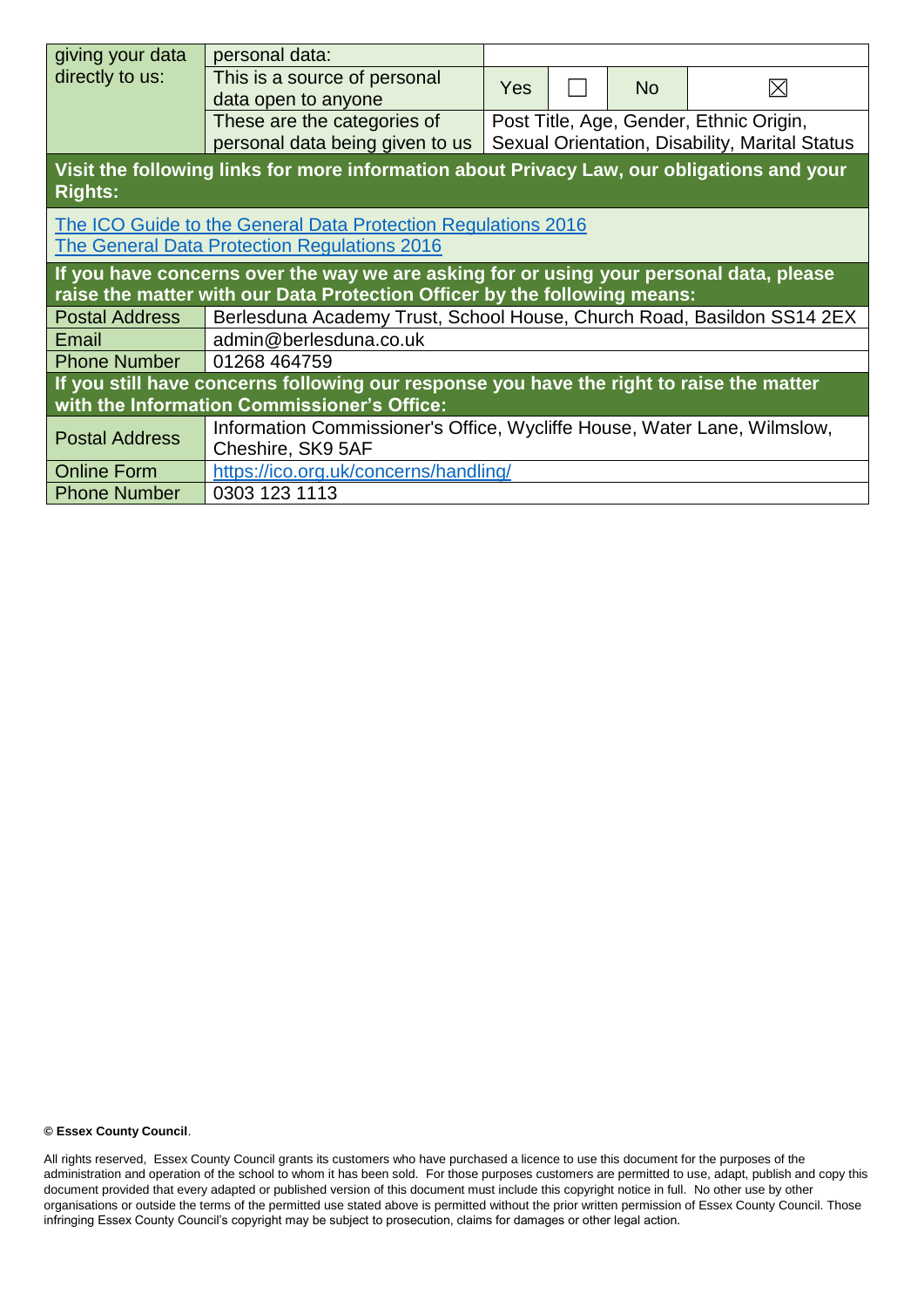| | | | | | |
|---|---|---|---|---|---|
| giving your data directly to us: | personal data: | | | | |
| | This is a source of personal data open to anyone | Yes | ☐ | No | ☒ |
| | These are the categories of personal data being given to us | Post Title, Age, Gender, Ethnic Origin, Sexual Orientation, Disability, Marital Status | | | |

**Visit the following links for more information about Privacy Law, our obligations and your Rights:**

[The ICO Guide to the General Data Protection Regulations 2016](https://ico.org.uk)
[The General Data Protection Regulations 2016](https://ico.org.uk)

**If you have concerns over the way we are asking for or using your personal data, please raise the matter with our Data Protection Officer by the following means:**

| | |
|---|---|
| Postal Address | Berlesduna Academy Trust, School House, Church Road, Basildon SS14 2EX |
| Email | admin@berlesduna.co.uk |
| Phone Number | 01268 464759 |

**If you still have concerns following our response you have the right to raise the matter with the Information Commissioner's Office:**

| | |
|---|---|
| Postal Address | Information Commissioner's Office, Wycliffe House, Water Lane, Wilmslow, Cheshire, SK9 5AF |
| Online Form | https://ico.org.uk/concerns/handling/ |
| Phone Number | 0303 123 1113 |

**© Essex County Council**.

All rights reserved, Essex County Council grants its customers who have purchased a licence to use this document for the purposes of the administration and operation of the school to whom it has been sold. For those purposes customers are permitted to use, adapt, publish and copy this document provided that every adapted or published version of this document must include this copyright notice in full. No other use by other organisations or outside the terms of the permitted use stated above is permitted without the prior written permission of Essex County Council. Those infringing Essex County Council's copyright may be subject to prosecution, claims for damages or other legal action.